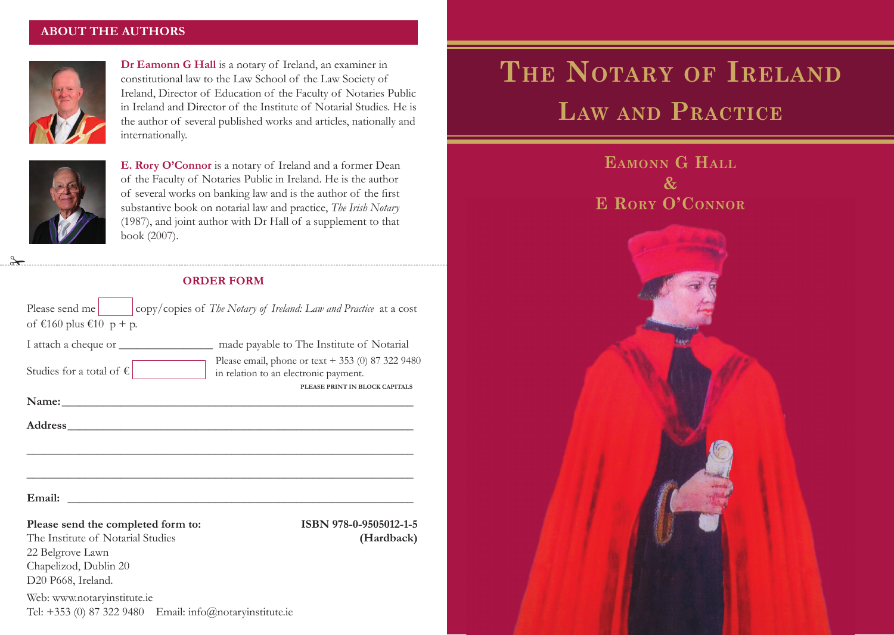## ABOUT THE AUTHORS

**Dr Eamonn G Hall** is a notary of Ireland, an examiner in constitutional law to the Law School of the Law Society of Ireland, Director of Education of the Faculty of Notaries Public in Ireland and Director of the Institute of Notarial Studies. He is the author of several published works and articles, nationally and internationally.

**E. Rory O'Connor** is a notary of Ireland and a former Dean of the Faculty of Notaries Public in Ireland. He is the author of several works on banking law and is the author of the first substantive book on notarial law and practice, *The Irish Notary* (1987), and joint author with Dr Hall of a supplement to that book (2007).

## ORDER FORM

Please send me [ ] copy/copies of *The Notary of Ireland: Law and Practice* at a cost of €160 plus €10 p + p.

I attach a cheque or ________________ made payable to The Institute of Notarial Studies for a total of € [ ]

Please email, phone or text + 353 (0) 87 322 9480 in relation to an electronic payment.

PLEASE PRINT IN BLOCK CAPITALS

**Name:** ____________________________________________

**Address** ____________________________________________

____________________________________________

____________________________________________

**Email:** ____________________________________________

**Please send the completed form to:**
The Institute of Notarial Studies
22 Belgrove Lawn
Chapelizod, Dublin 20
D20 P668, Ireland.

**ISBN 978-0-9505012-1-5**
**(Hardback)**

Web: www.notaryinstitute.ie
Tel: +353 (0) 87 322 9480 Email: info@notaryinstitute.ie

# The Notary of Ireland
## Law and Practice

**Eamonn G Hall**
**&**
**E Rory O'Connor**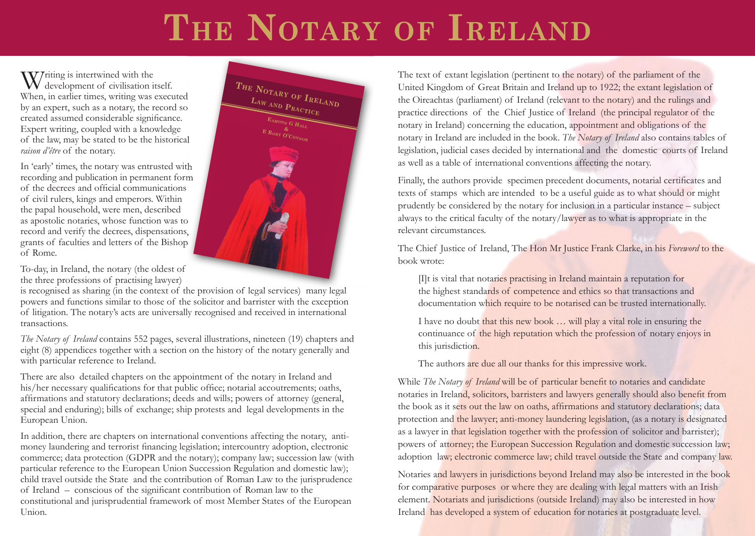# The Notary of Ireland

Writing is intertwined with the development of civilisation itself. When, in earlier times, writing was executed by an expert, such as a notary, the record so created assumed considerable significance. Expert writing, coupled with a knowledge of the law, may be stated to be the historical *raison d'être* of the notary.

In 'early' times, the notary was entrusted with recording and publication in permanent form of the decrees and official communications of civil rulers, kings and emperors. Within the papal household, were men, described as apostolic notaries, whose function was to record and verify the decrees, dispensations, grants of faculties and letters of the Bishop of Rome.

To-day, in Ireland, the notary (the oldest of the three professions of practising lawyer) is recognised as sharing (in the context of the provision of legal services) many legal powers and functions similar to those of the solicitor and barrister with the exception of litigation. The notary's acts are universally recognised and received in international transactions.

*The Notary of Ireland* contains 552 pages, several illustrations, nineteen (19) chapters and eight (8) appendices together with a section on the history of the notary generally and with particular reference to Ireland.

There are also detailed chapters on the appointment of the notary in Ireland and his/her necessary qualifications for that public office; notarial accoutrements; oaths, affirmations and statutory declarations; deeds and wills; powers of attorney (general, special and enduring); bills of exchange; ship protests and legal developments in the European Union.

In addition, there are chapters on international conventions affecting the notary, anti-money laundering and terrorist financing legislation; intercountry adoption, electronic commerce; data protection (GDPR and the notary); company law; succession law (with particular reference to the European Union Succession Regulation and domestic law); child travel outside the State and the contribution of Roman Law to the jurisprudence of Ireland – conscious of the significant contribution of Roman law to the constitutional and jurisprudential framework of most Member States of the European Union.

The text of extant legislation (pertinent to the notary) of the parliament of the United Kingdom of Great Britain and Ireland up to 1922; the extant legislation of the Oireachtas (parliament) of Ireland (relevant to the notary) and the rulings and practice directions of the Chief Justice of Ireland (the principal regulator of the notary in Ireland) concerning the education, appointment and obligations of the notary in Ireland are included in the book. *The Notary of Ireland* also contains tables of legislation, judicial cases decided by international and the domestic courts of Ireland as well as a table of international conventions affecting the notary.

Finally, the authors provide specimen precedent documents, notarial certificates and texts of stamps which are intended to be a useful guide as to what should or might prudently be considered by the notary for inclusion in a particular instance – subject always to the critical faculty of the notary/lawyer as to what is appropriate in the relevant circumstances.

The Chief Justice of Ireland, The Hon Mr Justice Frank Clarke, in his *Foreword* to the book wrote:

> [I]t is vital that notaries practising in Ireland maintain a reputation for the highest standards of competence and ethics so that transactions and documentation which require to be notarised can be trusted internationally.
>
> I have no doubt that this new book … will play a vital role in ensuring the continuance of the high reputation which the profession of notary enjoys in this jurisdiction.
>
> The authors are due all our thanks for this impressive work.

While *The Notary of Ireland* will be of particular benefit to notaries and candidate notaries in Ireland, solicitors, barristers and lawyers generally should also benefit from the book as it sets out the law on oaths, affirmations and statutory declarations; data protection and the lawyer; anti-money laundering legislation, (as a notary is designated as a lawyer in that legislation together with the profession of solicitor and barrister); powers of attorney; the European Succession Regulation and domestic succession law; adoption law; electronic commerce law; child travel outside the State and company law.

Notaries and lawyers in jurisdictions beyond Ireland may also be interested in the book for comparative purposes or where they are dealing with legal matters with an Irish element. Notariats and jurisdictions (outside Ireland) may also be interested in how Ireland has developed a system of education for notaries at postgraduate level.